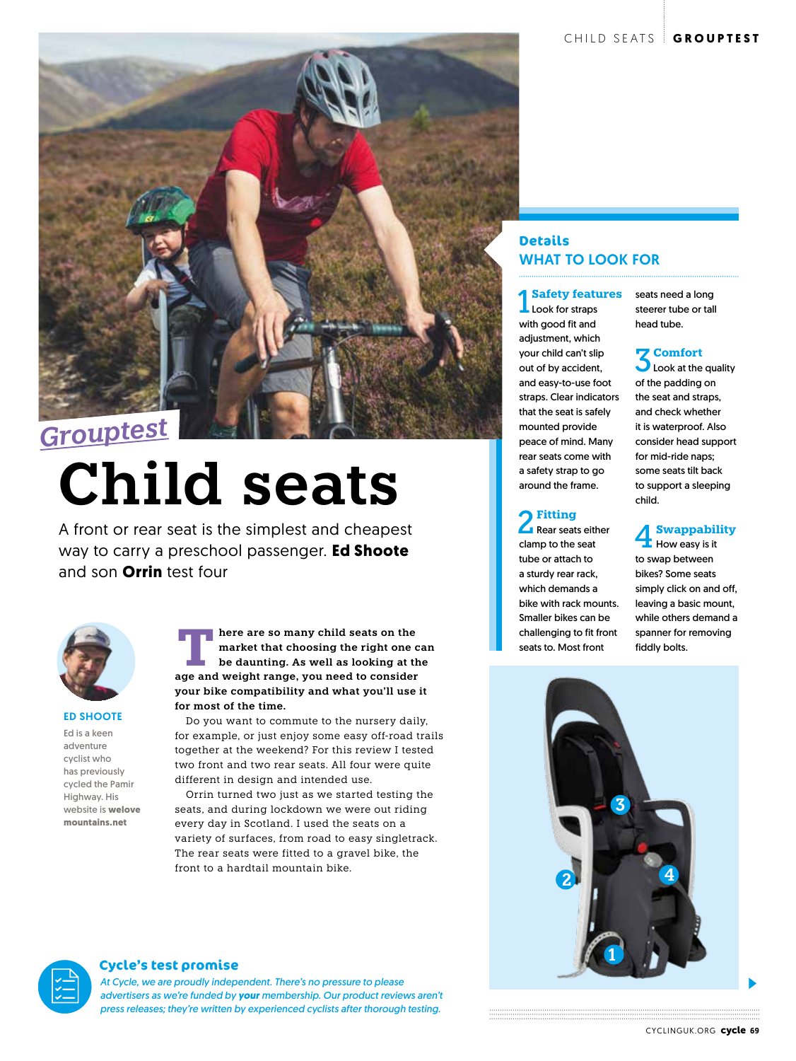*Grouptest*

# Child seats

A front or rear seat is the simplest and cheapest way to carry a preschool passenger. **Ed Shoote** and son **Orrin** test four

**ED SHOOTE**

Ed is a keen adventure cyclist who has previously cycled the Pamir Highway. His website is **welove mountains.net**

**There are so many child seats on the market that choosing the right one can be daunting. As well as looking at the age and weight range, you need to consider your bike compatibility and what you'll use it for most of the time.**

Do you want to commute to the nursery daily, for example, or just enjoy some easy off-road trails together at the weekend? For this review I tested two front and two rear seats. All four were quite different in design and intended use.

Orrin turned two just as we started testing the seats, and during lockdown we were out riding every day in Scotland. I used the seats on a variety of surfaces, from road to easy singletrack. The rear seats were fitted to a gravel bike, the front to a hardtail mountain bike.

## Details
## WHAT TO LOOK FOR

**1 Safety features** Look for straps with good fit and adjustment, which your child can't slip out of by accident, and easy-to-use foot straps. Clear indicators that the seat is safely mounted provide peace of mind. Many rear seats come with a safety strap to go around the frame.

**2 Fitting** Rear seats either clamp to the seat tube or attach to a sturdy rear rack, which demands a bike with rack mounts. Smaller bikes can be challenging to fit front seats to. Most front seats need a long steerer tube or tall head tube.

**3 Comfort** Look at the quality of the padding on the seat and straps, and check whether it is waterproof. Also consider head support for mid-ride naps; some seats tilt back to support a sleeping child.

**4 Swappability** How easy is it to swap between bikes? Some seats simply click on and off, leaving a basic mount, while others demand a spanner for removing fiddly bolts.

### Cycle's test promise

*At Cycle, we are proudly independent. There's no pressure to please advertisers as we're funded by **your** membership. Our product reviews aren't press releases; they're written by experienced cyclists after thorough testing.*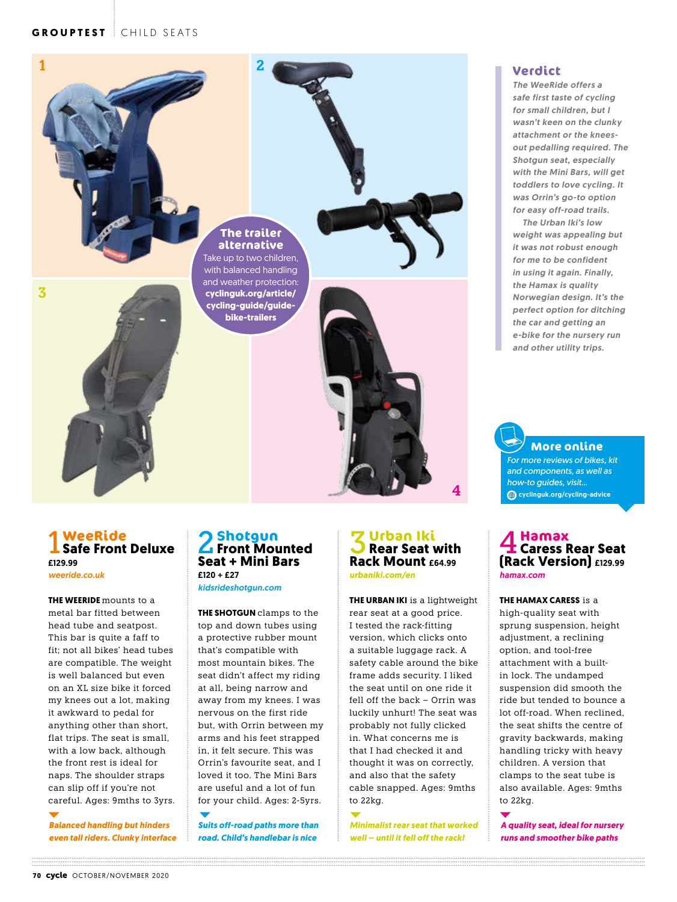## The trailer alternative

Take up to two children, with balanced handling and weather protection: **cyclinguk.org/article/cycling-guide/guide-bike-trailers**

## Verdict

*The WeeRide offers a safe first taste of cycling for small children, but I wasn't keen on the clunky attachment or the knees-out pedalling required. The Shotgun seat, especially with the Mini Bars, will get toddlers to love cycling. It was Orrin's go-to option for easy off-road trails.*

*The Urban Iki's low weight was appealing but it was not robust enough for me to be confident in using it again. Finally, the Hamax is quality Norwegian design. It's the perfect option for ditching the car and getting an e-bike for the nursery run and other utility trips.*

## More online

*For more reviews of bikes, kit and components, as well as how-to guides, visit...*
**cyclinguk.org/cycling-advice**

## 1 WeeRide Safe Front Deluxe

**£129.99**
*weeride.co.uk*

**THE WEERIDE** mounts to a metal bar fitted between head tube and seatpost. This bar is quite a faff to fit; not all bikes' head tubes are compatible. The weight is well balanced but even on an XL size bike it forced my knees out a lot, making it awkward to pedal for anything other than short, flat trips. The seat is small, with a low back, although the front rest is ideal for naps. The shoulder straps can slip off if you're not careful. Ages: 9mths to 3yrs.

***Balanced handling but hinders even tall riders. Clunky interface***

## 2 Shotgun Front Mounted Seat + Mini Bars

**£120 + £27**
*kidsrideshotgun.com*

**THE SHOTGUN** clamps to the top and down tubes using a protective rubber mount that's compatible with most mountain bikes. The seat didn't affect my riding at all, being narrow and away from my knees. I was nervous on the first ride but, with Orrin between my arms and his feet strapped in, it felt secure. This was Orrin's favourite seat, and I loved it too. The Mini Bars are useful and a lot of fun for your child. Ages: 2-5yrs.

***Suits off-road paths more than road. Child's handlebar is nice***

## 3 Urban Iki Rear Seat with Rack Mount £64.99

*urbaniki.com/en*

**THE URBAN IKI** is a lightweight rear seat at a good price. I tested the rack-fitting version, which clicks onto a suitable luggage rack. A safety cable around the bike frame adds security. I liked the seat until on one ride it fell off the back – Orrin was luckily unhurt! The seat was probably not fully clicked in. What concerns me is that I had checked it and thought it was on correctly, and also that the safety cable snapped. Ages: 9mths to 22kg.

***Minimalist rear seat that worked well – until it fell off the rack!***

## 4 Hamax Caress Rear Seat (Rack Version) £129.99

*hamax.com*

**THE HAMAX CARESS** is a high-quality seat with sprung suspension, height adjustment, a reclining option, and tool-free attachment with a built-in lock. The undamped suspension did smooth the ride but tended to bounce a lot off-road. When reclined, the seat shifts the centre of gravity backwards, making handling tricky with heavy children. A version that clamps to the seat tube is also available. Ages: 9mths to 22kg.

***A quality seat, ideal for nursery runs and smoother bike paths***